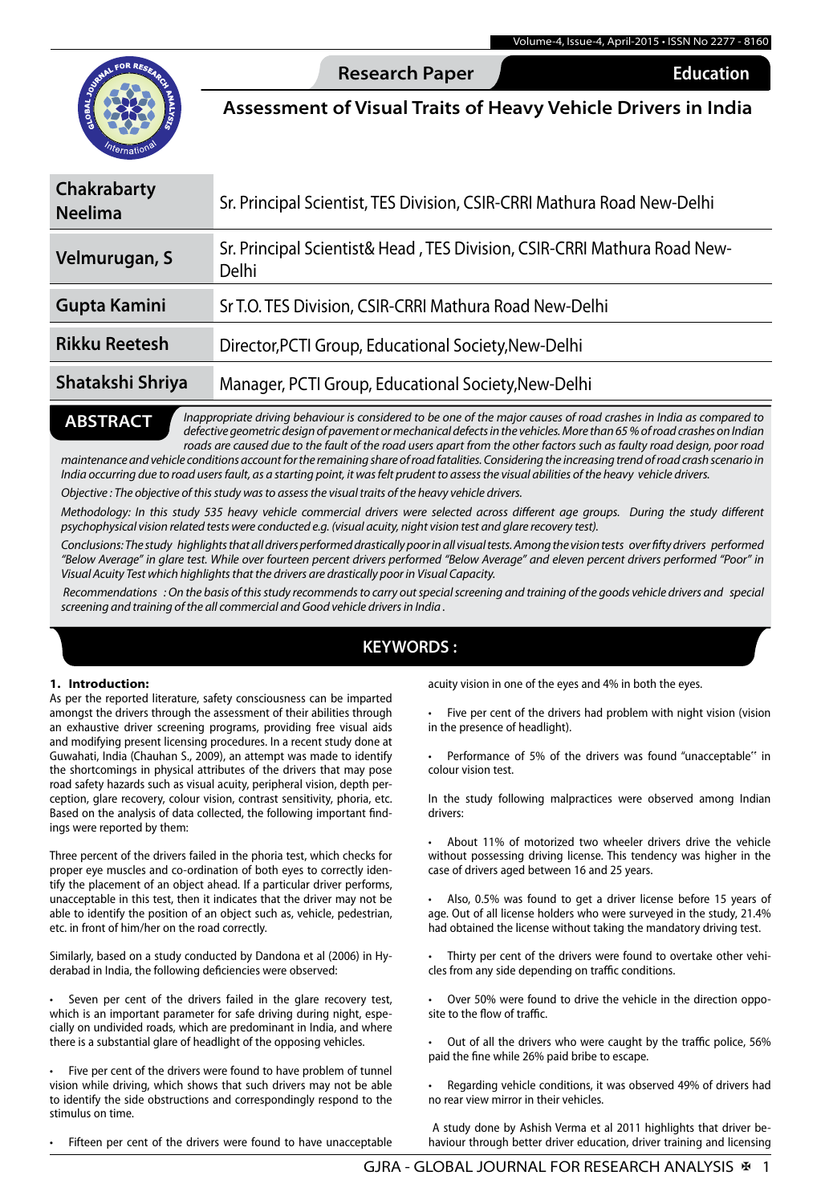Research Paper | Education

# Assessment of Visual Traits of Heavy Vehicle Drivers in India

| | |
|---|---|
| **Chakrabarty Neelima** | Sr. Principal Scientist, TES Division, CSIR-CRRI Mathura Road New-Delhi |
| **Velmurugan, S** | Sr. Principal Scientist& Head , TES Division, CSIR-CRRI Mathura Road New-Delhi |
| **Gupta Kamini** | Sr T.O. TES Division, CSIR-CRRI Mathura Road New-Delhi |
| **Rikku Reetesh** | Director,PCTI Group, Educational Society,New-Delhi |
| **Shatakshi Shriya** | Manager, PCTI Group, Educational Society,New-Delhi |

## ABSTRACT

*Inappropriate driving behaviour is considered to be one of the major causes of road crashes in India as compared to defective geometric design of pavement or mechanical defects in the vehicles. More than 65 % of road crashes on Indian roads are caused due to the fault of the road users apart from the other factors such as faulty road design, poor road maintenance and vehicle conditions account for the remaining share of road fatalities. Considering the increasing trend of road crash scenario in India occurring due to road users fault, as a starting point, it was felt prudent to assess the visual abilities of the heavy vehicle drivers.*

*Objective : The objective of this study was to assess the visual traits of the heavy vehicle drivers.*

*Methodology: In this study 535 heavy vehicle commercial drivers were selected across different age groups. During the study different psychophysical vision related tests were conducted e.g. (visual acuity, night vision test and glare recovery test).*

*Conclusions: The study highlights that all drivers performed drastically poor in all visual tests. Among the vision tests over fifty drivers performed "Below Average" in glare test. While over fourteen percent drivers performed "Below Average" and eleven percent drivers performed "Poor" in Visual Acuity Test which highlights that the drivers are drastically poor in Visual Capacity.*

*Recommendations : On the basis of this study recommends to carry out special screening and training of the goods vehicle drivers and special screening and training of the all commercial and Good vehicle drivers in India .*

## KEYWORDS :

### 1. Introduction:

As per the reported literature, safety consciousness can be imparted amongst the drivers through the assessment of their abilities through an exhaustive driver screening programs, providing free visual aids and modifying present licensing procedures. In a recent study done at Guwahati, India (Chauhan S., 2009), an attempt was made to identify the shortcomings in physical attributes of the drivers that may pose road safety hazards such as visual acuity, peripheral vision, depth perception, glare recovery, colour vision, contrast sensitivity, phoria, etc. Based on the analysis of data collected, the following important findings were reported by them:

Three percent of the drivers failed in the phoria test, which checks for proper eye muscles and co-ordination of both eyes to correctly identify the placement of an object ahead. If a particular driver performs, unacceptable in this test, then it indicates that the driver may not be able to identify the position of an object such as, vehicle, pedestrian, etc. in front of him/her on the road correctly.

Similarly, based on a study conducted by Dandona et al (2006) in Hyderabad in India, the following deficiencies were observed:

- Seven per cent of the drivers failed in the glare recovery test, which is an important parameter for safe driving during night, especially on undivided roads, which are predominant in India, and where there is a substantial glare of headlight of the opposing vehicles.
- Five per cent of the drivers were found to have problem of tunnel vision while driving, which shows that such drivers may not be able to identify the side obstructions and correspondingly respond to the stimulus on time.
- Fifteen per cent of the drivers were found to have unacceptable acuity vision in one of the eyes and 4% in both the eyes.
- Five per cent of the drivers had problem with night vision (vision in the presence of headlight).
- Performance of 5% of the drivers was found "unacceptable" in colour vision test.

In the study following malpractices were observed among Indian drivers:

- About 11% of motorized two wheeler drivers drive the vehicle without possessing driving license. This tendency was higher in the case of drivers aged between 16 and 25 years.
- Also, 0.5% was found to get a driver license before 15 years of age. Out of all license holders who were surveyed in the study, 21.4% had obtained the license without taking the mandatory driving test.
- Thirty per cent of the drivers were found to overtake other vehicles from any side depending on traffic conditions.
- Over 50% were found to drive the vehicle in the direction opposite to the flow of traffic.
- Out of all the drivers who were caught by the traffic police, 56% paid the fine while 26% paid bribe to escape.
- Regarding vehicle conditions, it was observed 49% of drivers had no rear view mirror in their vehicles.

A study done by Ashish Verma et al 2011 highlights that driver behaviour through better driver education, driver training and licensing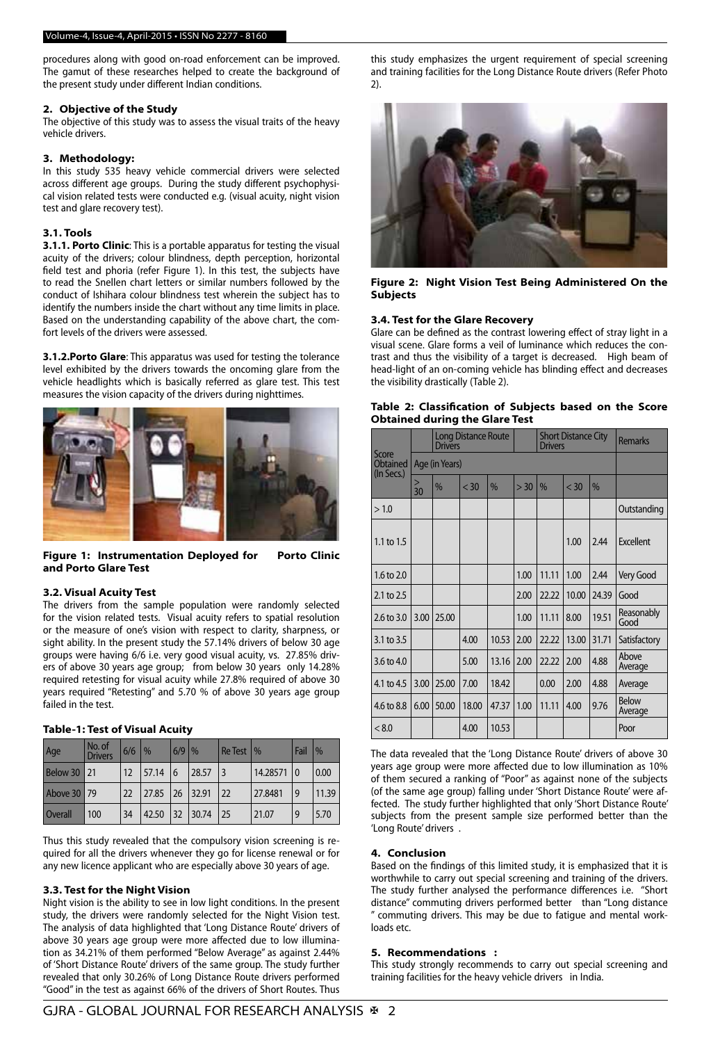procedures along with good on-road enforcement can be improved. The gamut of these researches helped to create the background of the present study under different Indian conditions.

## 2. Objective of the Study

The objective of this study was to assess the visual traits of the heavy vehicle drivers.

## 3. Methodology:

In this study 535 heavy vehicle commercial drivers were selected across different age groups. During the study different psychophysical vision related tests were conducted e.g. (visual acuity, night vision test and glare recovery test).

### 3.1. Tools

**3.1.1. Porto Clinic**: This is a portable apparatus for testing the visual acuity of the drivers; colour blindness, depth perception, horizontal field test and phoria (refer Figure 1). In this test, the subjects have to read the Snellen chart letters or similar numbers followed by the conduct of Ishihara colour blindness test wherein the subject has to identify the numbers inside the chart without any time limits in place. Based on the understanding capability of the above chart, the comfort levels of the drivers were assessed.

**3.1.2.Porto Glare**: This apparatus was used for testing the tolerance level exhibited by the drivers towards the oncoming glare from the vehicle headlights which is basically referred as glare test. This test measures the vision capacity of the drivers during nighttimes.

**Figure 1: Instrumentation Deployed for Porto Clinic and Porto Glare Test**

### 3.2. Visual Acuity Test

The drivers from the sample population were randomly selected for the vision related tests. Visual acuity refers to spatial resolution or the measure of one's vision with respect to clarity, sharpness, or sight ability. In the present study the 57.14% drivers of below 30 age groups were having 6/6 i.e. very good visual acuity, vs. 27.85% drivers of above 30 years age group; from below 30 years only 14.28% required retesting for visual acuity while 27.8% required of above 30 years required "Retesting" and 5.70 % of above 30 years age group failed in the test.

**Table-1: Test of Visual Acuity**

| Age | No. of Drivers | 6/6 | % | 6/9 | % | Re Test | % | Fail | % |
|---|---|---|---|---|---|---|---|---|---|
| Below 30 | 21 | 12 | 57.14 | 6 | 28.57 | 3 | 14.28571 | 0 | 0.00 |
| Above 30 | 79 | 22 | 27.85 | 26 | 32.91 | 22 | 27.8481 | 9 | 11.39 |
| Overall | 100 | 34 | 42.50 | 32 | 30.74 | 25 | 21.07 | 9 | 5.70 |

Thus this study revealed that the compulsory vision screening is required for all the drivers whenever they go for license renewal or for any new licence applicant who are especially above 30 years of age.

### 3.3. Test for the Night Vision

Night vision is the ability to see in low light conditions. In the present study, the drivers were randomly selected for the Night Vision test. The analysis of data highlighted that 'Long Distance Route' drivers of above 30 years age group were more affected due to low illumination as 34.21% of them performed "Below Average" as against 2.44% of 'Short Distance Route' drivers of the same group. The study further revealed that only 30.26% of Long Distance Route drivers performed "Good" in the test as against 66% of the drivers of Short Routes. Thus this study emphasizes the urgent requirement of special screening and training facilities for the Long Distance Route drivers (Refer Photo 2).

**Figure 2: Night Vision Test Being Administered On the Subjects**

### 3.4. Test for the Glare Recovery

Glare can be defined as the contrast lowering effect of stray light in a visual scene. Glare forms a veil of luminance which reduces the contrast and thus the visibility of a target is decreased. High beam of head-light of an on-coming vehicle has blinding effect and decreases the visibility drastically (Table 2).

**Table 2: Classification of Subjects based on the Score Obtained during the Glare Test**

| Score Obtained (In Secs.) | Long Distance Route Drivers | | | | Short Distance City Drivers | | | | Remarks |
|---|---|---|---|---|---|---|---|---|---|
| | Age (in Years) | | | | | | | | |
| | > 30 | % | < 30 | % | > 30 | % | < 30 | % | |
| > 1.0 | | | | | | | | | Outstanding |
| 1.1 to 1.5 | | | | | | | 1.00 | 2.44 | Excellent |
| 1.6 to 2.0 | | | | | 1.00 | 11.11 | 1.00 | 2.44 | Very Good |
| 2.1 to 2.5 | | | | | 2.00 | 22.22 | 10.00 | 24.39 | Good |
| 2.6 to 3.0 | 3.00 | 25.00 | | | 1.00 | 11.11 | 8.00 | 19.51 | Reasonably Good |
| 3.1 to 3.5 | | | 4.00 | 10.53 | 2.00 | 22.22 | 13.00 | 31.71 | Satisfactory |
| 3.6 to 4.0 | | | 5.00 | 13.16 | 2.00 | 22.22 | 2.00 | 4.88 | Above Average |
| 4.1 to 4.5 | 3.00 | 25.00 | 7.00 | 18.42 | | 0.00 | 2.00 | 4.88 | Average |
| 4.6 to 8.8 | 6.00 | 50.00 | 18.00 | 47.37 | 1.00 | 11.11 | 4.00 | 9.76 | Below Average |
| < 8.0 | | | 4.00 | 10.53 | | | | | Poor |

The data revealed that the 'Long Distance Route' drivers of above 30 years age group were more affected due to low illumination as 10% of them secured a ranking of "Poor" as against none of the subjects (of the same age group) falling under 'Short Distance Route' were affected. The study further highlighted that only 'Short Distance Route' subjects from the present sample size performed better than the 'Long Route' drivers .

## 4. Conclusion

Based on the findings of this limited study, it is emphasized that it is worthwhile to carry out special screening and training of the drivers. The study further analysed the performance differences i.e. "Short distance" commuting drivers performed better than "Long distance " commuting drivers. This may be due to fatigue and mental workloads etc.

## 5. Recommendations :

This study strongly recommends to carry out special screening and training facilities for the heavy vehicle drivers in India.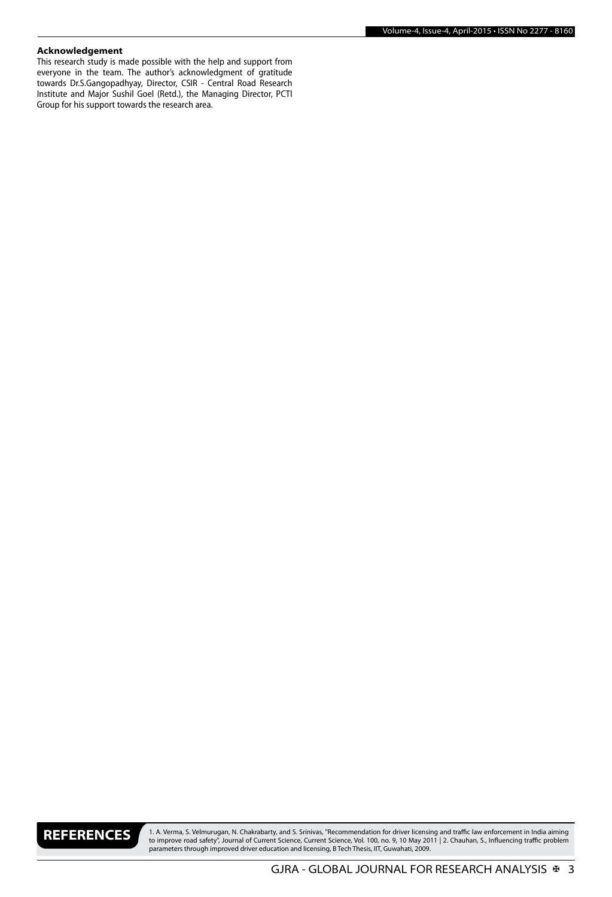#### Acknowledgement

This research study is made possible with the help and support from everyone in the team. The author's acknowledgment of gratitude towards Dr.S.Gangopadhyay, Director, CSIR - Central Road Research Institute and Major Sushil Goel (Retd.), the Managing Director, PCTI Group for his support towards the research area.

## REFERENCES

1. A. Verma, S. Velmurugan, N. Chakrabarty, and S. Srinivas, "Recommendation for driver licensing and traffic law enforcement in India aiming to improve road safety", Journal of Current Science, Current Science, Vol. 100, no. 9, 10 May 2011 | 2. Chauhan, S., Influencing traffic problem parameters through improved driver education and licensing, B Tech Thesis, IIT, Guwahati, 2009.